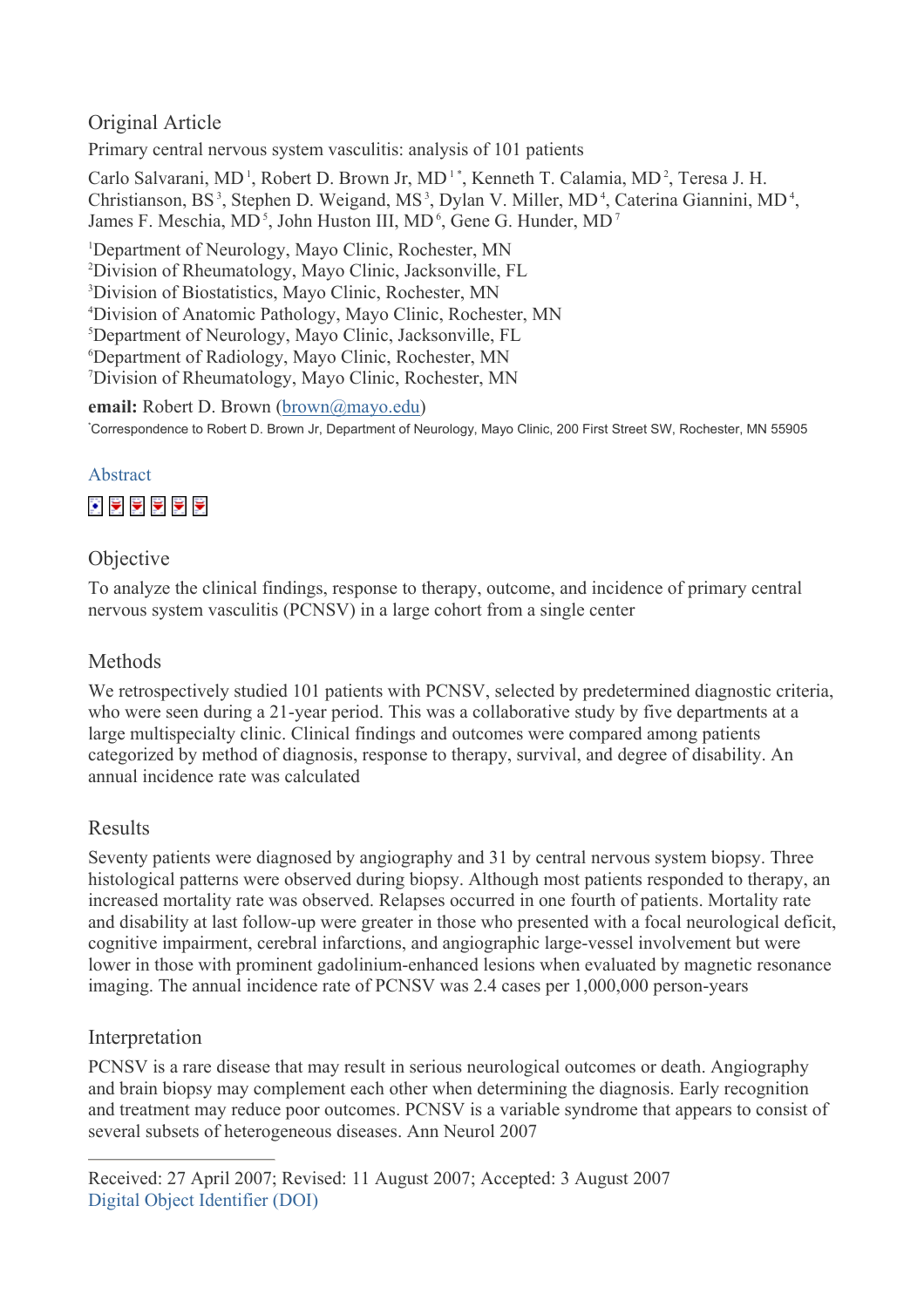Original Article

# Primary central nervous system vasculitis: analysis of 101 patients

Carlo Salvarani, MD[1], Robert D. Brown Jr, MD[1*], Kenneth T. Calamia, MD[2], Teresa J. H. Christianson, BS[3], Stephen D. Weigand, MS[3], Dylan V. Miller, MD[4], Caterina Giannini, MD[4], James F. Meschia, MD[5], John Huston III, MD[6], Gene G. Hunder, MD[7]

[1]Department of Neurology, Mayo Clinic, Rochester, MN
[2]Division of Rheumatology, Mayo Clinic, Jacksonville, FL
[3]Division of Biostatistics, Mayo Clinic, Rochester, MN
[4]Division of Anatomic Pathology, Mayo Clinic, Rochester, MN
[5]Department of Neurology, Mayo Clinic, Jacksonville, FL
[6]Department of Radiology, Mayo Clinic, Rochester, MN
[7]Division of Rheumatology, Mayo Clinic, Rochester, MN

**email:** Robert D. Brown (brown@mayo.edu)

*Correspondence to Robert D. Brown Jr, Department of Neurology, Mayo Clinic, 200 First Street SW, Rochester, MN 55905

## Abstract

### Objective

To analyze the clinical findings, response to therapy, outcome, and incidence of primary central nervous system vasculitis (PCNSV) in a large cohort from a single center

### Methods

We retrospectively studied 101 patients with PCNSV, selected by predetermined diagnostic criteria, who were seen during a 21-year period. This was a collaborative study by five departments at a large multispecialty clinic. Clinical findings and outcomes were compared among patients categorized by method of diagnosis, response to therapy, survival, and degree of disability. An annual incidence rate was calculated

### Results

Seventy patients were diagnosed by angiography and 31 by central nervous system biopsy. Three histological patterns were observed during biopsy. Although most patients responded to therapy, an increased mortality rate was observed. Relapses occurred in one fourth of patients. Mortality rate and disability at last follow-up were greater in those who presented with a focal neurological deficit, cognitive impairment, cerebral infarctions, and angiographic large-vessel involvement but were lower in those with prominent gadolinium-enhanced lesions when evaluated by magnetic resonance imaging. The annual incidence rate of PCNSV was 2.4 cases per 1,000,000 person-years

### Interpretation

PCNSV is a rare disease that may result in serious neurological outcomes or death. Angiography and brain biopsy may complement each other when determining the diagnosis. Early recognition and treatment may reduce poor outcomes. PCNSV is a variable syndrome that appears to consist of several subsets of heterogeneous diseases. Ann Neurol 2007

---

Received: 27 April 2007; Revised: 11 August 2007; Accepted: 3 August 2007

Digital Object Identifier (DOI)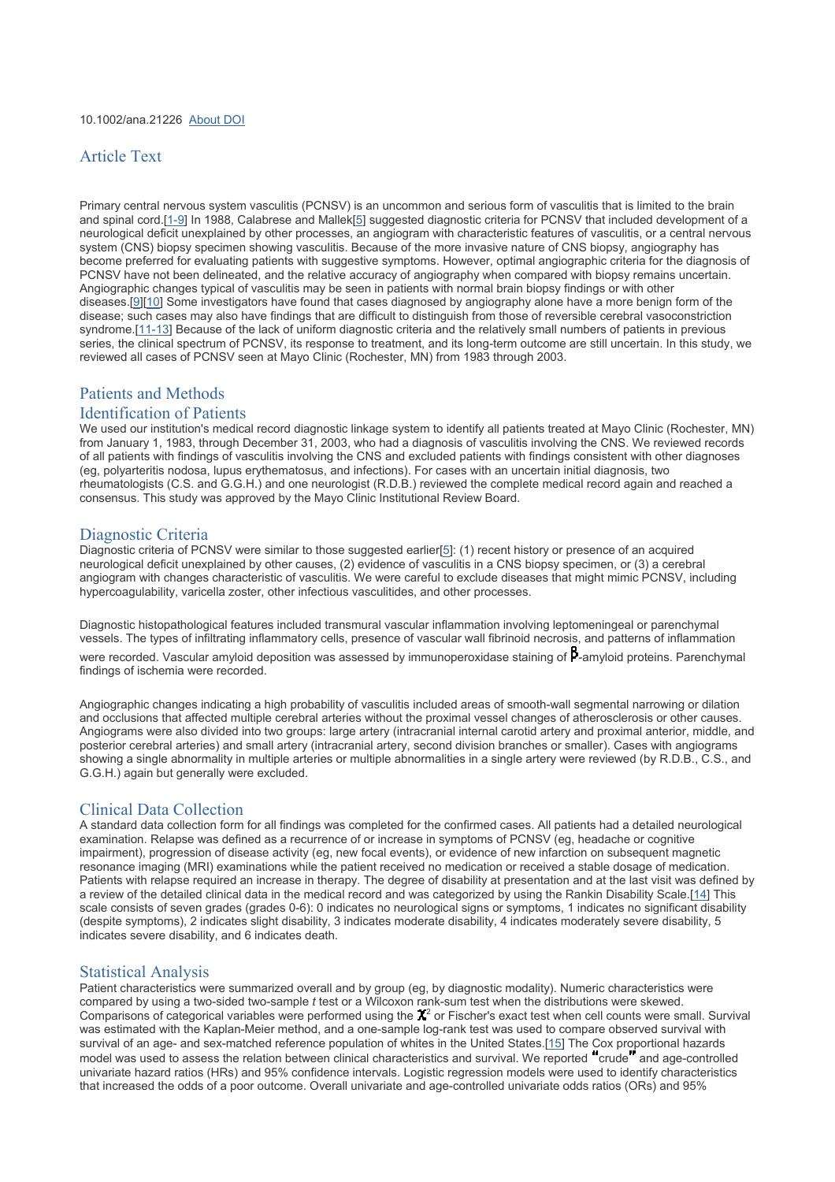10.1002/ana.21226 About DOI

## Article Text

Primary central nervous system vasculitis (PCNSV) is an uncommon and serious form of vasculitis that is limited to the brain and spinal cord.[1-9] In 1988, Calabrese and Mallek[5] suggested diagnostic criteria for PCNSV that included development of a neurological deficit unexplained by other processes, an angiogram with characteristic features of vasculitis, or a central nervous system (CNS) biopsy specimen showing vasculitis. Because of the more invasive nature of CNS biopsy, angiography has become preferred for evaluating patients with suggestive symptoms. However, optimal angiographic criteria for the diagnosis of PCNSV have not been delineated, and the relative accuracy of angiography when compared with biopsy remains uncertain. Angiographic changes typical of vasculitis may be seen in patients with normal brain biopsy findings or with other diseases.[9][10] Some investigators have found that cases diagnosed by angiography alone have a more benign form of the disease; such cases may also have findings that are difficult to distinguish from those of reversible cerebral vasoconstriction syndrome.[11-13] Because of the lack of uniform diagnostic criteria and the relatively small numbers of patients in previous series, the clinical spectrum of PCNSV, its response to treatment, and its long-term outcome are still uncertain. In this study, we reviewed all cases of PCNSV seen at Mayo Clinic (Rochester, MN) from 1983 through 2003.

## Patients and Methods

### Identification of Patients

We used our institution's medical record diagnostic linkage system to identify all patients treated at Mayo Clinic (Rochester, MN) from January 1, 1983, through December 31, 2003, who had a diagnosis of vasculitis involving the CNS. We reviewed records of all patients with findings of vasculitis involving the CNS and excluded patients with findings consistent with other diagnoses (eg, polyarteritis nodosa, lupus erythematosus, and infections). For cases with an uncertain initial diagnosis, two rheumatologists (C.S. and G.G.H.) and one neurologist (R.D.B.) reviewed the complete medical record again and reached a consensus. This study was approved by the Mayo Clinic Institutional Review Board.

### Diagnostic Criteria

Diagnostic criteria of PCNSV were similar to those suggested earlier[5]: (1) recent history or presence of an acquired neurological deficit unexplained by other causes, (2) evidence of vasculitis in a CNS biopsy specimen, or (3) a cerebral angiogram with changes characteristic of vasculitis. We were careful to exclude diseases that might mimic PCNSV, including hypercoagulability, varicella zoster, other infectious vasculitides, and other processes.

Diagnostic histopathological features included transmural vascular inflammation involving leptomeningeal or parenchymal vessels. The types of infiltrating inflammatory cells, presence of vascular wall fibrinoid necrosis, and patterns of inflammation were recorded. Vascular amyloid deposition was assessed by immunoperoxidase staining of β-amyloid proteins. Parenchymal findings of ischemia were recorded.

Angiographic changes indicating a high probability of vasculitis included areas of smooth-wall segmental narrowing or dilation and occlusions that affected multiple cerebral arteries without the proximal vessel changes of atherosclerosis or other causes. Angiograms were also divided into two groups: large artery (intracranial internal carotid artery and proximal anterior, middle, and posterior cerebral arteries) and small artery (intracranial artery, second division branches or smaller). Cases with angiograms showing a single abnormality in multiple arteries or multiple abnormalities in a single artery were reviewed (by R.D.B., C.S., and G.G.H.) again but generally were excluded.

### Clinical Data Collection

A standard data collection form for all findings was completed for the confirmed cases. All patients had a detailed neurological examination. Relapse was defined as a recurrence of or increase in symptoms of PCNSV (eg, headache or cognitive impairment), progression of disease activity (eg, new focal events), or evidence of new infarction on subsequent magnetic resonance imaging (MRI) examinations while the patient received no medication or received a stable dosage of medication. Patients with relapse required an increase in therapy. The degree of disability at presentation and at the last visit was defined by a review of the detailed clinical data in the medical record and was categorized by using the Rankin Disability Scale.[14] This scale consists of seven grades (grades 0-6): 0 indicates no neurological signs or symptoms, 1 indicates no significant disability (despite symptoms), 2 indicates slight disability, 3 indicates moderate disability, 4 indicates moderately severe disability, 5 indicates severe disability, and 6 indicates death.

### Statistical Analysis

Patient characteristics were summarized overall and by group (eg, by diagnostic modality). Numeric characteristics were compared by using a two-sided two-sample *t* test or a Wilcoxon rank-sum test when the distributions were skewed. Comparisons of categorical variables were performed using the $\chi^2$ or Fischer's exact test when cell counts were small. Survival was estimated with the Kaplan-Meier method, and a one-sample log-rank test was used to compare observed survival with survival of an age- and sex-matched reference population of whites in the United States.[15] The Cox proportional hazards model was used to assess the relation between clinical characteristics and survival. We reported "crude" and age-controlled univariate hazard ratios (HRs) and 95% confidence intervals. Logistic regression models were used to identify characteristics that increased the odds of a poor outcome. Overall univariate and age-controlled univariate odds ratios (ORs) and 95%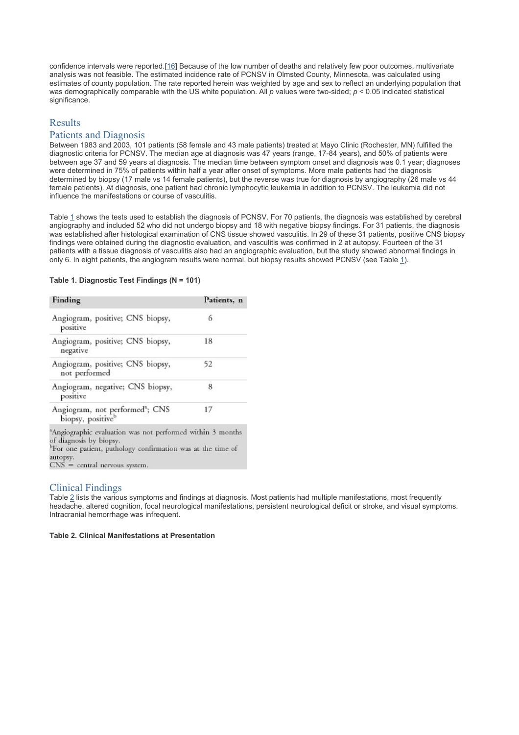confidence intervals were reported.[16] Because of the low number of deaths and relatively few poor outcomes, multivariate analysis was not feasible. The estimated incidence rate of PCNSV in Olmsted County, Minnesota, was calculated using estimates of county population. The rate reported herein was weighted by age and sex to reflect an underlying population that was demographically comparable with the US white population. All *p* values were two-sided; $p < 0.05$ indicated statistical significance.

## Results

### Patients and Diagnosis

Between 1983 and 2003, 101 patients (58 female and 43 male patients) treated at Mayo Clinic (Rochester, MN) fulfilled the diagnostic criteria for PCNSV. The median age at diagnosis was 47 years (range, 17-84 years), and 50% of patients were between age 37 and 59 years at diagnosis. The median time between symptom onset and diagnosis was 0.1 year; diagnoses were determined in 75% of patients within half a year after onset of symptoms. More male patients had the diagnosis determined by biopsy (17 male vs 14 female patients), but the reverse was true for diagnosis by angiography (26 male vs 44 female patients). At diagnosis, one patient had chronic lymphocytic leukemia in addition to PCNSV. The leukemia did not influence the manifestations or course of vasculitis.

Table 1 shows the tests used to establish the diagnosis of PCNSV. For 70 patients, the diagnosis was established by cerebral angiography and included 52 who did not undergo biopsy and 18 with negative biopsy findings. For 31 patients, the diagnosis was established after histological examination of CNS tissue showed vasculitis. In 29 of these 31 patients, positive CNS biopsy findings were obtained during the diagnostic evaluation, and vasculitis was confirmed in 2 at autopsy. Fourteen of the 31 patients with a tissue diagnosis of vasculitis also had an angiographic evaluation, but the study showed abnormal findings in only 6. In eight patients, the angiogram results were normal, but biopsy results showed PCNSV (see Table 1).

**Table 1. Diagnostic Test Findings (N = 101)**

| Finding | Patients, n |
|---|---|
| Angiogram, positive; CNS biopsy, positive | 6 |
| Angiogram, positive; CNS biopsy, negative | 18 |
| Angiogram, positive; CNS biopsy, not performed | 52 |
| Angiogram, negative; CNS biopsy, positive | 8 |
| Angiogram, not performed[a]; CNS biopsy, positive[b] | 17 |

[a]Angiographic evaluation was not performed within 3 months of diagnosis by biopsy.
[b]For one patient, pathology confirmation was at the time of autopsy.
CNS = central nervous system.

### Clinical Findings

Table 2 lists the various symptoms and findings at diagnosis. Most patients had multiple manifestations, most frequently headache, altered cognition, focal neurological manifestations, persistent neurological deficit or stroke, and visual symptoms. Intracranial hemorrhage was infrequent.

**Table 2. Clinical Manifestations at Presentation**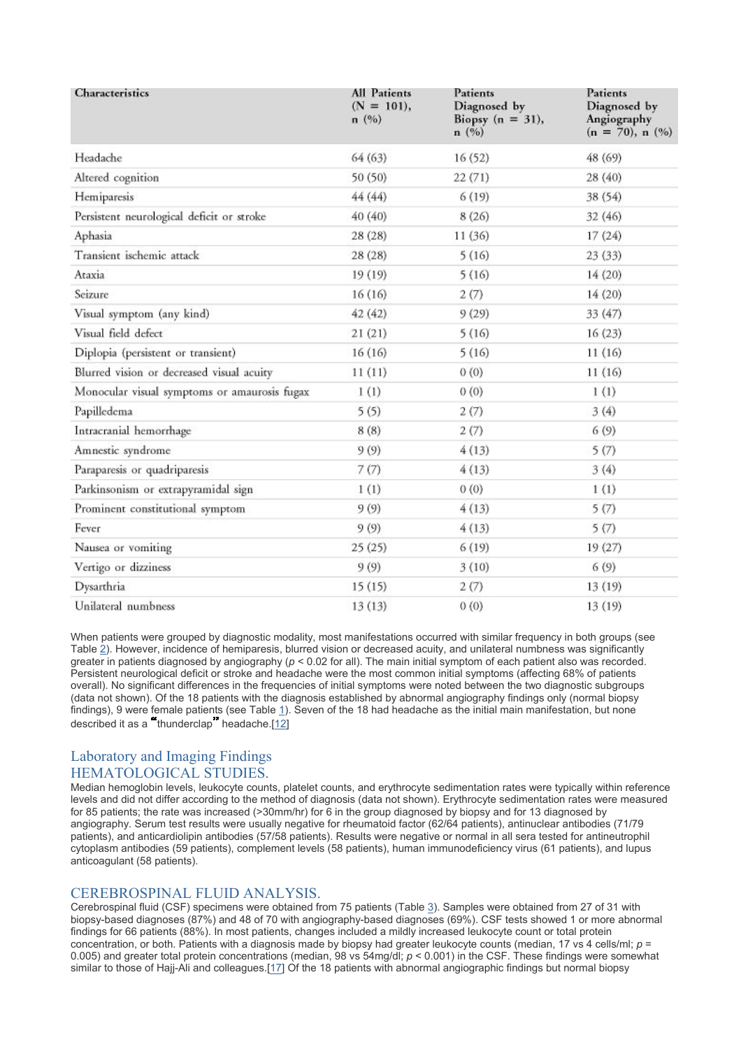| Characteristics | All Patients (N = 101), n (%) | Patients Diagnosed by Biopsy (n = 31), n (%) | Patients Diagnosed by Angiography (n = 70), n (%) |
|---|---|---|---|
| Headache | 64 (63) | 16 (52) | 48 (69) |
| Altered cognition | 50 (50) | 22 (71) | 28 (40) |
| Hemiparesis | 44 (44) | 6 (19) | 38 (54) |
| Persistent neurological deficit or stroke | 40 (40) | 8 (26) | 32 (46) |
| Aphasia | 28 (28) | 11 (36) | 17 (24) |
| Transient ischemic attack | 28 (28) | 5 (16) | 23 (33) |
| Ataxia | 19 (19) | 5 (16) | 14 (20) |
| Seizure | 16 (16) | 2 (7) | 14 (20) |
| Visual symptom (any kind) | 42 (42) | 9 (29) | 33 (47) |
| Visual field defect | 21 (21) | 5 (16) | 16 (23) |
| Diplopia (persistent or transient) | 16 (16) | 5 (16) | 11 (16) |
| Blurred vision or decreased visual acuity | 11 (11) | 0 (0) | 11 (16) |
| Monocular visual symptoms or amaurosis fugax | 1 (1) | 0 (0) | 1 (1) |
| Papilledema | 5 (5) | 2 (7) | 3 (4) |
| Intracranial hemorrhage | 8 (8) | 2 (7) | 6 (9) |
| Amnestic syndrome | 9 (9) | 4 (13) | 5 (7) |
| Paraparesis or quadriparesis | 7 (7) | 4 (13) | 3 (4) |
| Parkinsonism or extrapyramidal sign | 1 (1) | 0 (0) | 1 (1) |
| Prominent constitutional symptom | 9 (9) | 4 (13) | 5 (7) |
| Fever | 9 (9) | 4 (13) | 5 (7) |
| Nausea or vomiting | 25 (25) | 6 (19) | 19 (27) |
| Vertigo or dizziness | 9 (9) | 3 (10) | 6 (9) |
| Dysarthria | 15 (15) | 2 (7) | 13 (19) |
| Unilateral numbness | 13 (13) | 0 (0) | 13 (19) |

When patients were grouped by diagnostic modality, most manifestations occurred with similar frequency in both groups (see Table 2). However, incidence of hemiparesis, blurred vision or decreased acuity, and unilateral numbness was significantly greater in patients diagnosed by angiography ($p < 0.02$ for all). The main initial symptom of each patient also was recorded. Persistent neurological deficit or stroke and headache were the most common initial symptoms (affecting 68% of patients overall). No significant differences in the frequencies of initial symptoms were noted between the two diagnostic subgroups (data not shown). Of the 18 patients with the diagnosis established by abnormal angiography findings only (normal biopsy findings), 9 were female patients (see Table 1). Seven of the 18 had headache as the initial main manifestation, but none described it as a "thunderclap" headache.[12]

## Laboratory and Imaging Findings

### HEMATOLOGICAL STUDIES.

Median hemoglobin levels, leukocyte counts, platelet counts, and erythrocyte sedimentation rates were typically within reference levels and did not differ according to the method of diagnosis (data not shown). Erythrocyte sedimentation rates were measured for 85 patients; the rate was increased (>30mm/hr) for 6 in the group diagnosed by biopsy and for 13 diagnosed by angiography. Serum test results were usually negative for rheumatoid factor (62/64 patients), antinuclear antibodies (71/79 patients), and anticardiolipin antibodies (57/58 patients). Results were negative or normal in all sera tested for antineutrophil cytoplasm antibodies (59 patients), complement levels (58 patients), human immunodeficiency virus (61 patients), and lupus anticoagulant (58 patients).

### CEREBROSPINAL FLUID ANALYSIS.

Cerebrospinal fluid (CSF) specimens were obtained from 75 patients (Table 3). Samples were obtained from 27 of 31 with biopsy-based diagnoses (87%) and 48 of 70 with angiography-based diagnoses (69%). CSF tests showed 1 or more abnormal findings for 66 patients (88%). In most patients, changes included a mildly increased leukocyte count or total protein concentration, or both. Patients with a diagnosis made by biopsy had greater leukocyte counts (median, 17 vs 4 cells/ml; $p = 0.005$) and greater total protein concentrations (median, 98 vs 54mg/dl; $p < 0.001$) in the CSF. These findings were somewhat similar to those of Hajj-Ali and colleagues.[17] Of the 18 patients with abnormal angiographic findings but normal biopsy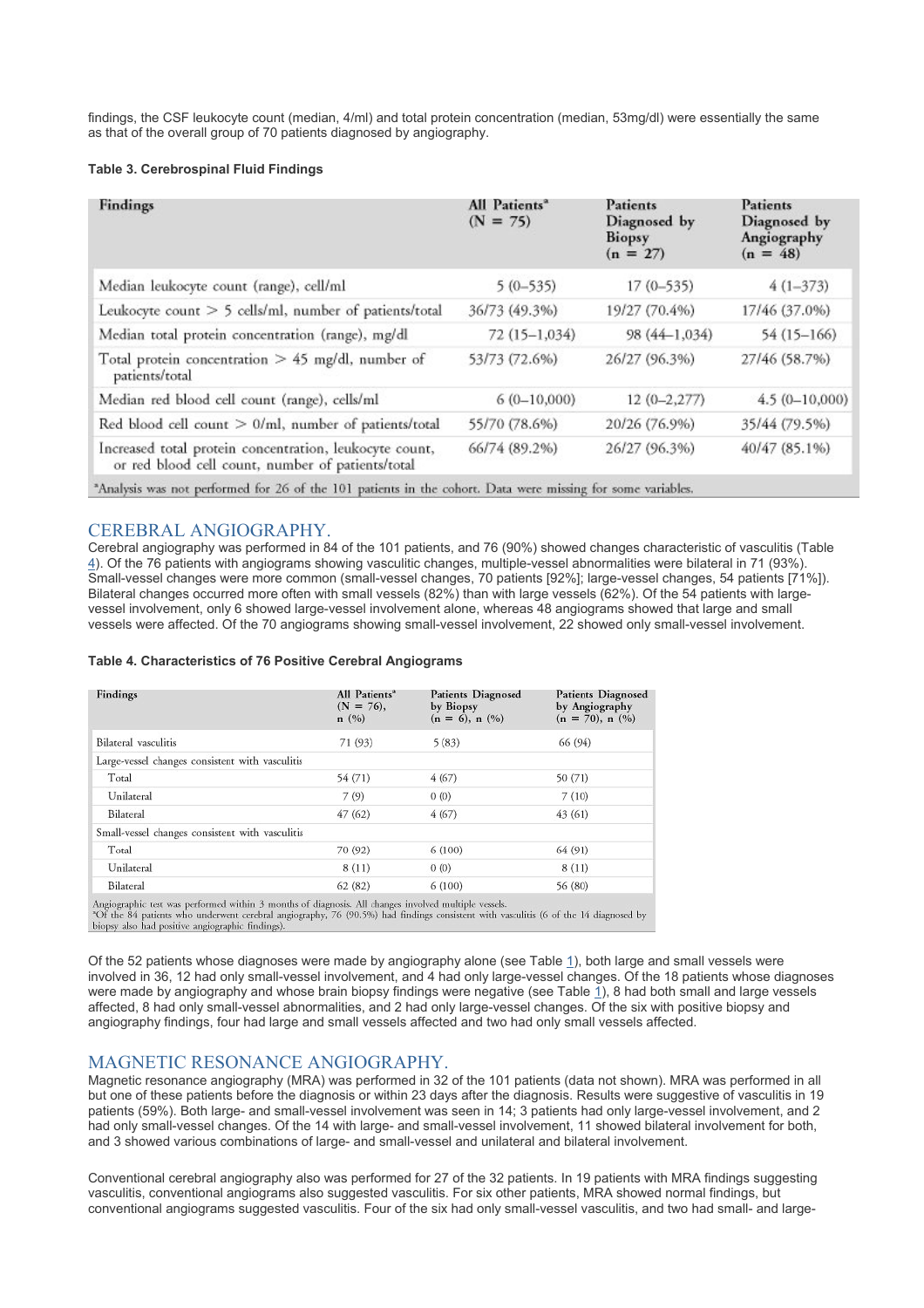findings, the CSF leukocyte count (median, 4/ml) and total protein concentration (median, 53mg/dl) were essentially the same as that of the overall group of 70 patients diagnosed by angiography.

**Table 3. Cerebrospinal Fluid Findings**

| Findings | All Patients[a] (N = 75) | Patients Diagnosed by Biopsy (n = 27) | Patients Diagnosed by Angiography (n = 48) |
|---|---|---|---|
| Median leukocyte count (range), cell/ml | 5 (0–535) | 17 (0–535) | 4 (1–373) |
| Leukocyte count > 5 cells/ml, number of patients/total | 36/73 (49.3%) | 19/27 (70.4%) | 17/46 (37.0%) |
| Median total protein concentration (range), mg/dl | 72 (15–1,034) | 98 (44–1,034) | 54 (15–166) |
| Total protein concentration > 45 mg/dl, number of patients/total | 53/73 (72.6%) | 26/27 (96.3%) | 27/46 (58.7%) |
| Median red blood cell count (range), cells/ml | 6 (0–10,000) | 12 (0–2,277) | 4.5 (0–10,000) |
| Red blood cell count > 0/ml, number of patients/total | 55/70 (78.6%) | 20/26 (76.9%) | 35/44 (79.5%) |
| Increased total protein concentration, leukocyte count, or red blood cell count, number of patients/total | 66/74 (89.2%) | 26/27 (96.3%) | 40/47 (85.1%) |

[a]Analysis was not performed for 26 of the 101 patients in the cohort. Data were missing for some variables.

## CEREBRAL ANGIOGRAPHY.

Cerebral angiography was performed in 84 of the 101 patients, and 76 (90%) showed changes characteristic of vasculitis (Table 4). Of the 76 patients with angiograms showing vasculitic changes, multiple-vessel abnormalities were bilateral in 71 (93%). Small-vessel changes were more common (small-vessel changes, 70 patients [92%]; large-vessel changes, 54 patients [71%]). Bilateral changes occurred more often with small vessels (82%) than with large vessels (62%). Of the 54 patients with large-vessel involvement, only 6 showed large-vessel involvement alone, whereas 48 angiograms showed that large and small vessels were affected. Of the 70 angiograms showing small-vessel involvement, 22 showed only small-vessel involvement.

**Table 4. Characteristics of 76 Positive Cerebral Angiograms**

| Findings | All Patients[a] (N = 76), n (%) | Patients Diagnosed by Biopsy (n = 6), n (%) | Patients Diagnosed by Angiography (n = 70), n (%) |
|---|---|---|---|
| Bilateral vasculitis | 71 (93) | 5 (83) | 66 (94) |
| Large-vessel changes consistent with vasculitis | | | |
| Total | 54 (71) | 4 (67) | 50 (71) |
| Unilateral | 7 (9) | 0 (0) | 7 (10) |
| Bilateral | 47 (62) | 4 (67) | 43 (61) |
| Small-vessel changes consistent with vasculitis | | | |
| Total | 70 (92) | 6 (100) | 64 (91) |
| Unilateral | 8 (11) | 0 (0) | 8 (11) |
| Bilateral | 62 (82) | 6 (100) | 56 (80) |

Angiographic test was performed within 3 months of diagnosis. All changes involved multiple vessels.
[a]Of the 84 patients who underwent cerebral angiography, 76 (90.5%) had findings consistent with vasculitis (6 of the 14 diagnosed by biopsy also had positive angiographic findings).

Of the 52 patients whose diagnoses were made by angiography alone (see Table 1), both large and small vessels were involved in 36, 12 had only small-vessel involvement, and 4 had only large-vessel changes. Of the 18 patients whose diagnoses were made by angiography and whose brain biopsy findings were negative (see Table 1), 8 had both small and large vessels affected, 8 had only small-vessel abnormalities, and 2 had only large-vessel changes. Of the six with positive biopsy and angiography findings, four had large and small vessels affected and two had only small vessels affected.

## MAGNETIC RESONANCE ANGIOGRAPHY.

Magnetic resonance angiography (MRA) was performed in 32 of the 101 patients (data not shown). MRA was performed in all but one of these patients before the diagnosis or within 23 days after the diagnosis. Results were suggestive of vasculitis in 19 patients (59%). Both large- and small-vessel involvement was seen in 14; 3 patients had only large-vessel involvement, and 2 had only small-vessel changes. Of the 14 with large- and small-vessel involvement, 11 showed bilateral involvement for both, and 3 showed various combinations of large- and small-vessel and unilateral and bilateral involvement.

Conventional cerebral angiography also was performed for 27 of the 32 patients. In 19 patients with MRA findings suggesting vasculitis, conventional angiograms also suggested vasculitis. For six other patients, MRA showed normal findings, but conventional angiograms suggested vasculitis. Four of the six had only small-vessel vasculitis, and two had small- and large-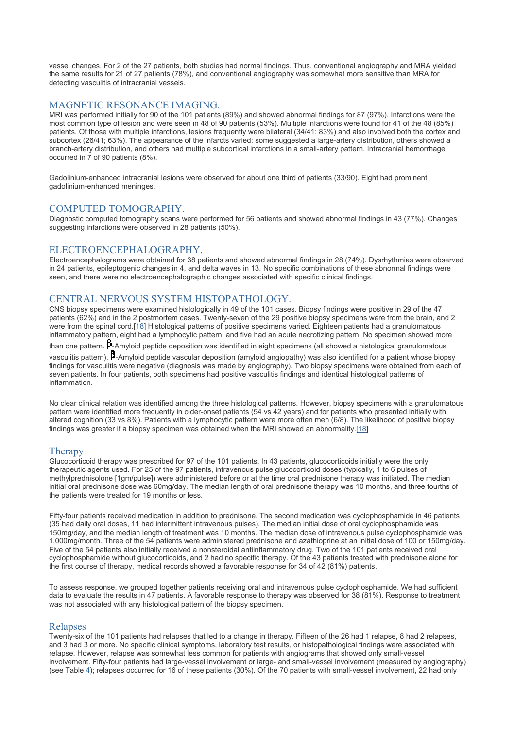vessel changes. For 2 of the 27 patients, both studies had normal findings. Thus, conventional angiography and MRA yielded the same results for 21 of 27 patients (78%), and conventional angiography was somewhat more sensitive than MRA for detecting vasculitis of intracranial vessels.

### MAGNETIC RESONANCE IMAGING.

MRI was performed initially for 90 of the 101 patients (89%) and showed abnormal findings for 87 (97%). Infarctions were the most common type of lesion and were seen in 48 of 90 patients (53%). Multiple infarctions were found for 41 of the 48 (85%) patients. Of those with multiple infarctions, lesions frequently were bilateral (34/41; 83%) and also involved both the cortex and subcortex (26/41; 63%). The appearance of the infarcts varied: some suggested a large-artery distribution, others showed a branch-artery distribution, and others had multiple subcortical infarctions in a small-artery pattern. Intracranial hemorrhage occurred in 7 of 90 patients (8%).

Gadolinium-enhanced intracranial lesions were observed for about one third of patients (33/90). Eight had prominent gadolinium-enhanced meninges.

### COMPUTED TOMOGRAPHY.

Diagnostic computed tomography scans were performed for 56 patients and showed abnormal findings in 43 (77%). Changes suggesting infarctions were observed in 28 patients (50%).

### ELECTROENCEPHALOGRAPHY.

Electroencephalograms were obtained for 38 patients and showed abnormal findings in 28 (74%). Dysrhythmias were observed in 24 patients, epileptogenic changes in 4, and delta waves in 13. No specific combinations of these abnormal findings were seen, and there were no electroencephalographic changes associated with specific clinical findings.

### CENTRAL NERVOUS SYSTEM HISTOPATHOLOGY.

CNS biopsy specimens were examined histologically in 49 of the 101 cases. Biopsy findings were positive in 29 of the 47 patients (62%) and in the 2 postmortem cases. Twenty-seven of the 29 positive biopsy specimens were from the brain, and 2 were from the spinal cord.[18] Histological patterns of positive specimens varied. Eighteen patients had a granulomatous inflammatory pattern, eight had a lymphocytic pattern, and five had an acute necrotizing pattern. No specimen showed more than one pattern. β-Amyloid peptide deposition was identified in eight specimens (all showed a histological granulomatous vasculitis pattern). β-Amyloid peptide vascular deposition (amyloid angiopathy) was also identified for a patient whose biopsy findings for vasculitis were negative (diagnosis was made by angiography). Two biopsy specimens were obtained from each of seven patients. In four patients, both specimens had positive vasculitis findings and identical histological patterns of inflammation.

No clear clinical relation was identified among the three histological patterns. However, biopsy specimens with a granulomatous pattern were identified more frequently in older-onset patients (54 vs 42 years) and for patients who presented initially with altered cognition (33 vs 8%). Patients with a lymphocytic pattern were more often men (6/8). The likelihood of positive biopsy findings was greater if a biopsy specimen was obtained when the MRI showed an abnormality.[18]

## Therapy

Glucocorticoid therapy was prescribed for 97 of the 101 patients. In 43 patients, glucocorticoids initially were the only therapeutic agents used. For 25 of the 97 patients, intravenous pulse glucocorticoid doses (typically, 1 to 6 pulses of methylprednisolone [1gm/pulse]) were administered before or at the time oral prednisone therapy was initiated. The median initial oral prednisone dose was 60mg/day. The median length of oral prednisone therapy was 10 months, and three fourths of the patients were treated for 19 months or less.

Fifty-four patients received medication in addition to prednisone. The second medication was cyclophosphamide in 46 patients (35 had daily oral doses, 11 had intermittent intravenous pulses). The median initial dose of oral cyclophosphamide was 150mg/day, and the median length of treatment was 10 months. The median dose of intravenous pulse cyclophosphamide was 1,000mg/month. Three of the 54 patients were administered prednisone and azathioprine at an initial dose of 100 or 150mg/day. Five of the 54 patients also initially received a nonsteroidal antiinflammatory drug. Two of the 101 patients received oral cyclophosphamide without glucocorticoids, and 2 had no specific therapy. Of the 43 patients treated with prednisone alone for the first course of therapy, medical records showed a favorable response for 34 of 42 (81%) patients.

To assess response, we grouped together patients receiving oral and intravenous pulse cyclophosphamide. We had sufficient data to evaluate the results in 47 patients. A favorable response to therapy was observed for 38 (81%). Response to treatment was not associated with any histological pattern of the biopsy specimen.

## Relapses

Twenty-six of the 101 patients had relapses that led to a change in therapy. Fifteen of the 26 had 1 relapse, 8 had 2 relapses, and 3 had 3 or more. No specific clinical symptoms, laboratory test results, or histopathological findings were associated with relapse. However, relapse was somewhat less common for patients with angiograms that showed only small-vessel involvement. Fifty-four patients had large-vessel involvement or large- and small-vessel involvement (measured by angiography) (see Table 4); relapses occurred for 16 of these patients (30%). Of the 70 patients with small-vessel involvement, 22 had only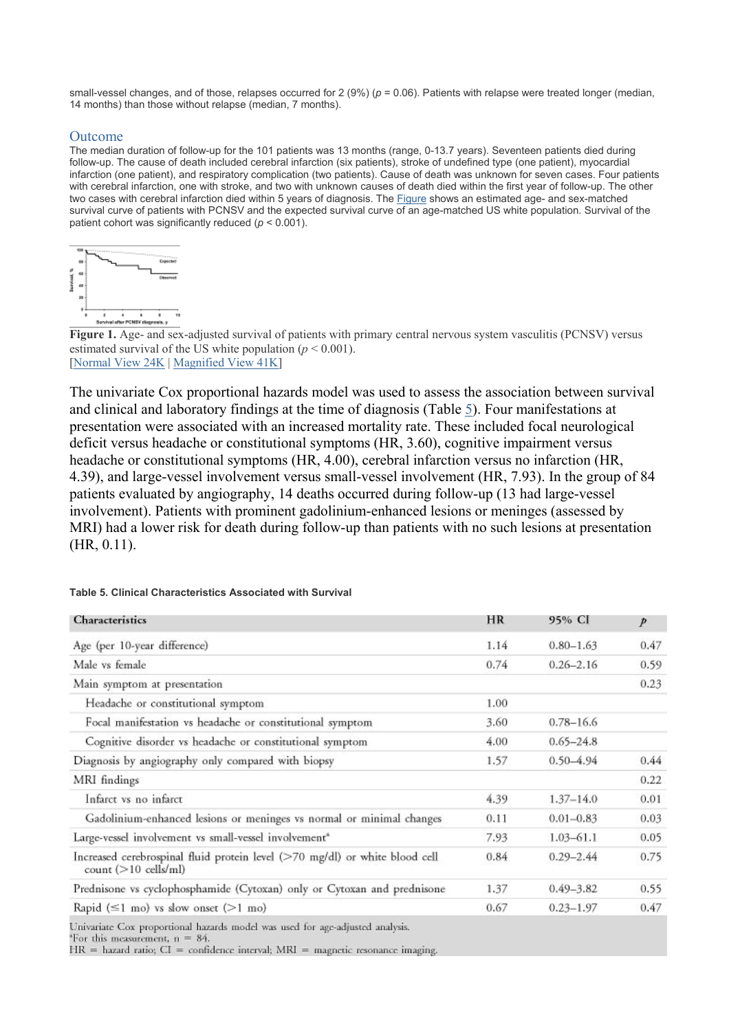small-vessel changes, and of those, relapses occurred for 2 (9%) ($p = 0.06$). Patients with relapse were treated longer (median, 14 months) than those without relapse (median, 7 months).

## Outcome

The median duration of follow-up for the 101 patients was 13 months (range, 0-13.7 years). Seventeen patients died during follow-up. The cause of death included cerebral infarction (six patients), stroke of undefined type (one patient), myocardial infarction (one patient), and respiratory complication (two patients). Cause of death was unknown for seven cases. Four patients with cerebral infarction, one with stroke, and two with unknown causes of death died within the first year of follow-up. The other two cases with cerebral infarction died within 5 years of diagnosis. The Figure shows an estimated age- and sex-matched survival curve of patients with PCNSV and the expected survival curve of an age-matched US white population. Survival of the patient cohort was significantly reduced ($p < 0.001$).

**Figure 1.** Age- and sex-adjusted survival of patients with primary central nervous system vasculitis (PCNSV) versus estimated survival of the US white population ($p < 0.001$).
[Normal View 24K | Magnified View 41K]

The univariate Cox proportional hazards model was used to assess the association between survival and clinical and laboratory findings at the time of diagnosis (Table 5). Four manifestations at presentation were associated with an increased mortality rate. These included focal neurological deficit versus headache or constitutional symptoms (HR, 3.60), cognitive impairment versus headache or constitutional symptoms (HR, 4.00), cerebral infarction versus no infarction (HR, 4.39), and large-vessel involvement versus small-vessel involvement (HR, 7.93). In the group of 84 patients evaluated by angiography, 14 deaths occurred during follow-up (13 had large-vessel involvement). Patients with prominent gadolinium-enhanced lesions or meninges (assessed by MRI) had a lower risk for death during follow-up than patients with no such lesions at presentation (HR, 0.11).

**Table 5. Clinical Characteristics Associated with Survival**

| Characteristics | HR | 95% CI | $p$ |
|---|---|---|---|
| Age (per 10-year difference) | 1.14 | 0.80–1.63 | 0.47 |
| Male vs female | 0.74 | 0.26–2.16 | 0.59 |
| Main symptom at presentation | | | 0.23 |
| Headache or constitutional symptom | 1.00 | | |
| Focal manifestation vs headache or constitutional symptom | 3.60 | 0.78–16.6 | |
| Cognitive disorder vs headache or constitutional symptom | 4.00 | 0.65–24.8 | |
| Diagnosis by angiography only compared with biopsy | 1.57 | 0.50–4.94 | 0.44 |
| MRI findings | | | 0.22 |
| Infarct vs no infarct | 4.39 | 1.37–14.0 | 0.01 |
| Gadolinium-enhanced lesions or meninges vs normal or minimal changes | 0.11 | 0.01–0.83 | 0.03 |
| Large-vessel involvement vs small-vessel involvement[a] | 7.93 | 1.03–61.1 | 0.05 |
| Increased cerebrospinal fluid protein level (>70 mg/dl) or white blood cell count (>10 cells/ml) | 0.84 | 0.29–2.44 | 0.75 |
| Prednisone vs cyclophosphamide (Cytoxan) only or Cytoxan and prednisone | 1.37 | 0.49–3.82 | 0.55 |
| Rapid (≤1 mo) vs slow onset (>1 mo) | 0.67 | 0.23–1.97 | 0.47 |

Univariate Cox proportional hazards model was used for age-adjusted analysis.
[a]For this measurement, n = 84.
HR = hazard ratio; CI = confidence interval; MRI = magnetic resonance imaging.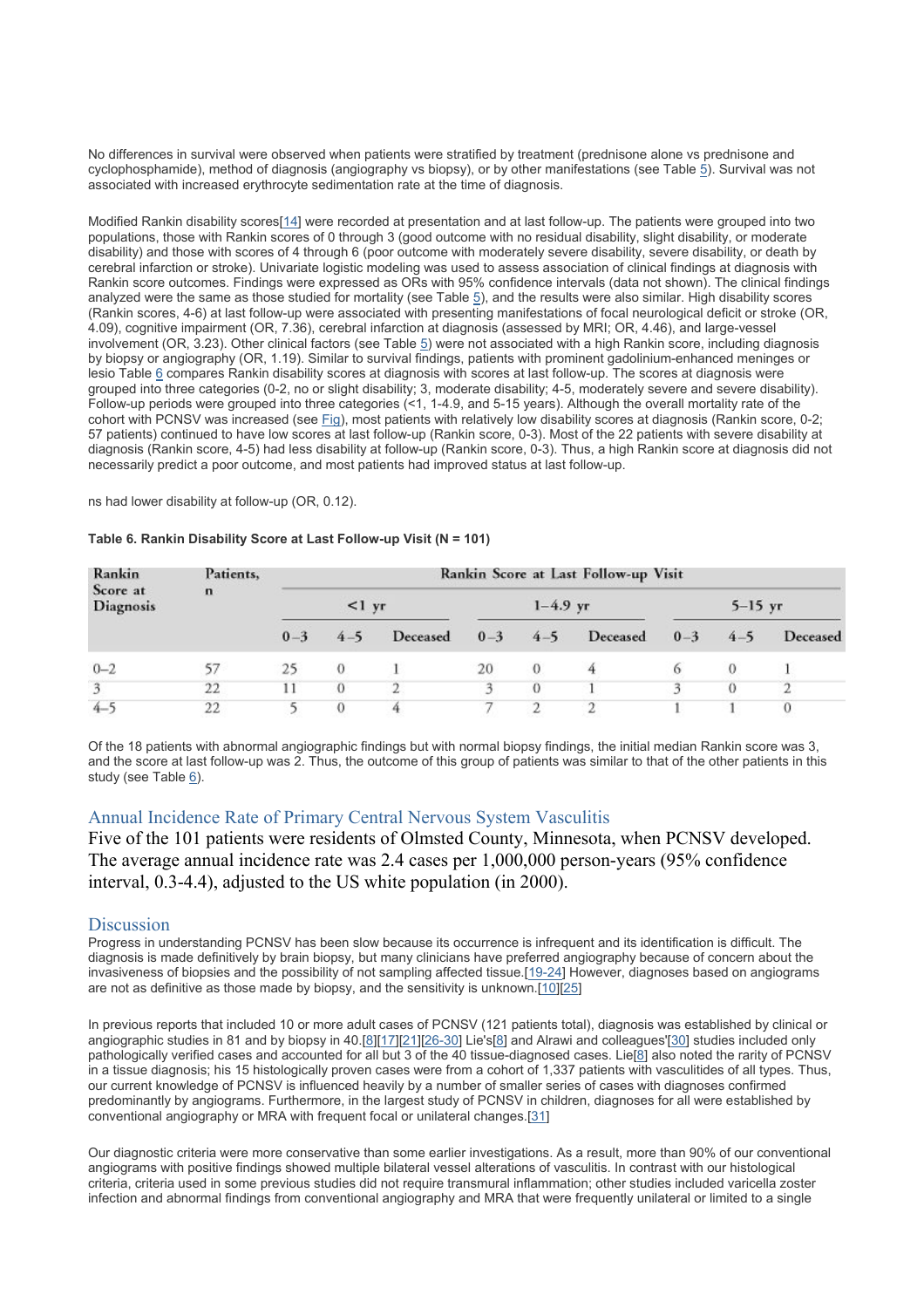No differences in survival were observed when patients were stratified by treatment (prednisone alone vs prednisone and cyclophosphamide), method of diagnosis (angiography vs biopsy), or by other manifestations (see Table 5). Survival was not associated with increased erythrocyte sedimentation rate at the time of diagnosis.

Modified Rankin disability scores[14] were recorded at presentation and at last follow-up. The patients were grouped into two populations, those with Rankin scores of 0 through 3 (good outcome with no residual disability, slight disability, or moderate disability) and those with scores of 4 through 6 (poor outcome with moderately severe disability, severe disability, or death by cerebral infarction or stroke). Univariate logistic modeling was used to assess association of clinical findings at diagnosis with Rankin score outcomes. Findings were expressed as ORs with 95% confidence intervals (data not shown). The clinical findings analyzed were the same as those studied for mortality (see Table 5), and the results were also similar. High disability scores (Rankin scores, 4-6) at last follow-up were associated with presenting manifestations of focal neurological deficit or stroke (OR, 4.09), cognitive impairment (OR, 7.36), cerebral infarction at diagnosis (assessed by MRI; OR, 4.46), and large-vessel involvement (OR, 3.23). Other clinical factors (see Table 5) were not associated with a high Rankin score, including diagnosis by biopsy or angiography (OR, 1.19). Similar to survival findings, patients with prominent gadolinium-enhanced meninges or lesio Table 6 compares Rankin disability scores at diagnosis with scores at last follow-up. The scores at diagnosis were grouped into three categories (0-2, no or slight disability; 3, moderate disability; 4-5, moderately severe and severe disability). Follow-up periods were grouped into three categories (<1, 1-4.9, and 5-15 years). Although the overall mortality rate of the cohort with PCNSV was increased (see Fig), most patients with relatively low disability scores at diagnosis (Rankin score, 0-2; 57 patients) continued to have low scores at last follow-up (Rankin score, 0-3). Most of the 22 patients with severe disability at diagnosis (Rankin score, 4-5) had less disability at follow-up (Rankin score, 0-3). Thus, a high Rankin score at diagnosis did not necessarily predict a poor outcome, and most patients had improved status at last follow-up.

ns had lower disability at follow-up (OR, 0.12).

**Table 6. Rankin Disability Score at Last Follow-up Visit (N = 101)**

| Rankin Score at Diagnosis | Patients, n | Rankin Score at Last Follow-up Visit | | | | | | | | |
|---|---|---|---|---|---|---|---|---|---|---|
| | | <1 yr | | | 1–4.9 yr | | | 5–15 yr | | |
| | | 0–3 | 4–5 | Deceased | 0–3 | 4–5 | Deceased | 0–3 | 4–5 | Deceased |
| 0–2 | 57 | 25 | 0 | 1 | 20 | 0 | 4 | 6 | 0 | 1 |
| 3 | 22 | 11 | 0 | 2 | 3 | 0 | 1 | 3 | 0 | 2 |
| 4–5 | 22 | 5 | 0 | 4 | 7 | 2 | 2 | 1 | 1 | 0 |

Of the 18 patients with abnormal angiographic findings but with normal biopsy findings, the initial median Rankin score was 3, and the score at last follow-up was 2. Thus, the outcome of this group of patients was similar to that of the other patients in this study (see Table 6).

## Annual Incidence Rate of Primary Central Nervous System Vasculitis

Five of the 101 patients were residents of Olmsted County, Minnesota, when PCNSV developed. The average annual incidence rate was 2.4 cases per 1,000,000 person-years (95% confidence interval, 0.3-4.4), adjusted to the US white population (in 2000).

## Discussion

Progress in understanding PCNSV has been slow because its occurrence is infrequent and its identification is difficult. The diagnosis is made definitively by brain biopsy, but many clinicians have preferred angiography because of concern about the invasiveness of biopsies and the possibility of not sampling affected tissue.[19-24] However, diagnoses based on angiograms are not as definitive as those made by biopsy, and the sensitivity is unknown.[10][25]

In previous reports that included 10 or more adult cases of PCNSV (121 patients total), diagnosis was established by clinical or angiographic studies in 81 and by biopsy in 40.[8][17][21][26-30] Lie's[8] and Alrawi and colleagues'[30] studies included only pathologically verified cases and accounted for all but 3 of the 40 tissue-diagnosed cases. Lie[8] also noted the rarity of PCNSV in a tissue diagnosis; his 15 histologically proven cases were from a cohort of 1,337 patients with vasculitides of all types. Thus, our current knowledge of PCNSV is influenced heavily by a number of smaller series of cases with diagnoses confirmed predominantly by angiograms. Furthermore, in the largest study of PCNSV in children, diagnoses for all were established by conventional angiography or MRA with frequent focal or unilateral changes.[31]

Our diagnostic criteria were more conservative than some earlier investigations. As a result, more than 90% of our conventional angiograms with positive findings showed multiple bilateral vessel alterations of vasculitis. In contrast with our histological criteria, criteria used in some previous studies did not require transmural inflammation; other studies included varicella zoster infection and abnormal findings from conventional angiography and MRA that were frequently unilateral or limited to a single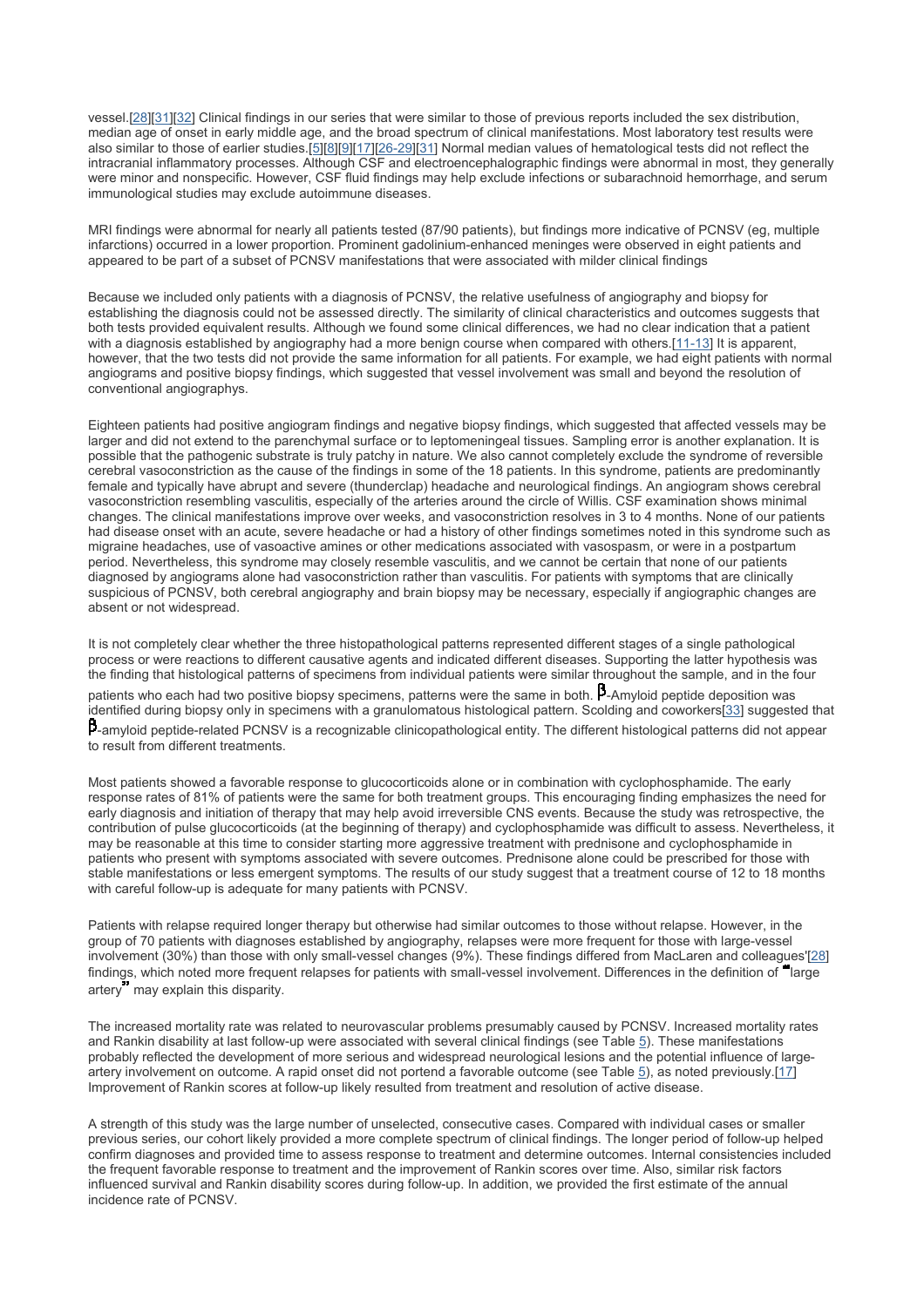vessel.[28][31][32] Clinical findings in our series that were similar to those of previous reports included the sex distribution, median age of onset in early middle age, and the broad spectrum of clinical manifestations. Most laboratory test results were also similar to those of earlier studies.[5][8][9][17][26-29][31] Normal median values of hematological tests did not reflect the intracranial inflammatory processes. Although CSF and electroencephalographic findings were abnormal in most, they generally were minor and nonspecific. However, CSF fluid findings may help exclude infections or subarachnoid hemorrhage, and serum immunological studies may exclude autoimmune diseases.

MRI findings were abnormal for nearly all patients tested (87/90 patients), but findings more indicative of PCNSV (eg, multiple infarctions) occurred in a lower proportion. Prominent gadolinium-enhanced meninges were observed in eight patients and appeared to be part of a subset of PCNSV manifestations that were associated with milder clinical findings

Because we included only patients with a diagnosis of PCNSV, the relative usefulness of angiography and biopsy for establishing the diagnosis could not be assessed directly. The similarity of clinical characteristics and outcomes suggests that both tests provided equivalent results. Although we found some clinical differences, we had no clear indication that a patient with a diagnosis established by angiography had a more benign course when compared with others.[11-13] It is apparent, however, that the two tests did not provide the same information for all patients. For example, we had eight patients with normal angiograms and positive biopsy findings, which suggested that vessel involvement was small and beyond the resolution of conventional angiographys.

Eighteen patients had positive angiogram findings and negative biopsy findings, which suggested that affected vessels may be larger and did not extend to the parenchymal surface or to leptomeningeal tissues. Sampling error is another explanation. It is possible that the pathogenic substrate is truly patchy in nature. We also cannot completely exclude the syndrome of reversible cerebral vasoconstriction as the cause of the findings in some of the 18 patients. In this syndrome, patients are predominantly female and typically have abrupt and severe (thunderclap) headache and neurological findings. An angiogram shows cerebral vasoconstriction resembling vasculitis, especially of the arteries around the circle of Willis. CSF examination shows minimal changes. The clinical manifestations improve over weeks, and vasoconstriction resolves in 3 to 4 months. None of our patients had disease onset with an acute, severe headache or had a history of other findings sometimes noted in this syndrome such as migraine headaches, use of vasoactive amines or other medications associated with vasospasm, or were in a postpartum period. Nevertheless, this syndrome may closely resemble vasculitis, and we cannot be certain that none of our patients diagnosed by angiograms alone had vasoconstriction rather than vasculitis. For patients with symptoms that are clinically suspicious of PCNSV, both cerebral angiography and brain biopsy may be necessary, especially if angiographic changes are absent or not widespread.

It is not completely clear whether the three histopathological patterns represented different stages of a single pathological process or were reactions to different causative agents and indicated different diseases. Supporting the latter hypothesis was the finding that histological patterns of specimens from individual patients were similar throughout the sample, and in the four patients who each had two positive biopsy specimens, patterns were the same in both. β-Amyloid peptide deposition was identified during biopsy only in specimens with a granulomatous histological pattern. Scolding and coworkers[33] suggested that β-amyloid peptide-related PCNSV is a recognizable clinicopathological entity. The different histological patterns did not appear to result from different treatments.

Most patients showed a favorable response to glucocorticoids alone or in combination with cyclophosphamide. The early response rates of 81% of patients were the same for both treatment groups. This encouraging finding emphasizes the need for early diagnosis and initiation of therapy that may help avoid irreversible CNS events. Because the study was retrospective, the contribution of pulse glucocorticoids (at the beginning of therapy) and cyclophosphamide was difficult to assess. Nevertheless, it may be reasonable at this time to consider starting more aggressive treatment with prednisone and cyclophosphamide in patients who present with symptoms associated with severe outcomes. Prednisone alone could be prescribed for those with stable manifestations or less emergent symptoms. The results of our study suggest that a treatment course of 12 to 18 months with careful follow-up is adequate for many patients with PCNSV.

Patients with relapse required longer therapy but otherwise had similar outcomes to those without relapse. However, in the group of 70 patients with diagnoses established by angiography, relapses were more frequent for those with large-vessel involvement (30%) than those with only small-vessel changes (9%). These findings differed from MacLaren and colleagues'[28] findings, which noted more frequent relapses for patients with small-vessel involvement. Differences in the definition of "large artery" may explain this disparity.

The increased mortality rate was related to neurovascular problems presumably caused by PCNSV. Increased mortality rates and Rankin disability at last follow-up were associated with several clinical findings (see Table 5). These manifestations probably reflected the development of more serious and widespread neurological lesions and the potential influence of large-artery involvement on outcome. A rapid onset did not portend a favorable outcome (see Table 5), as noted previously.[17] Improvement of Rankin scores at follow-up likely resulted from treatment and resolution of active disease.

A strength of this study was the large number of unselected, consecutive cases. Compared with individual cases or smaller previous series, our cohort likely provided a more complete spectrum of clinical findings. The longer period of follow-up helped confirm diagnoses and provided time to assess response to treatment and determine outcomes. Internal consistencies included the frequent favorable response to treatment and the improvement of Rankin scores over time. Also, similar risk factors influenced survival and Rankin disability scores during follow-up. In addition, we provided the first estimate of the annual incidence rate of PCNSV.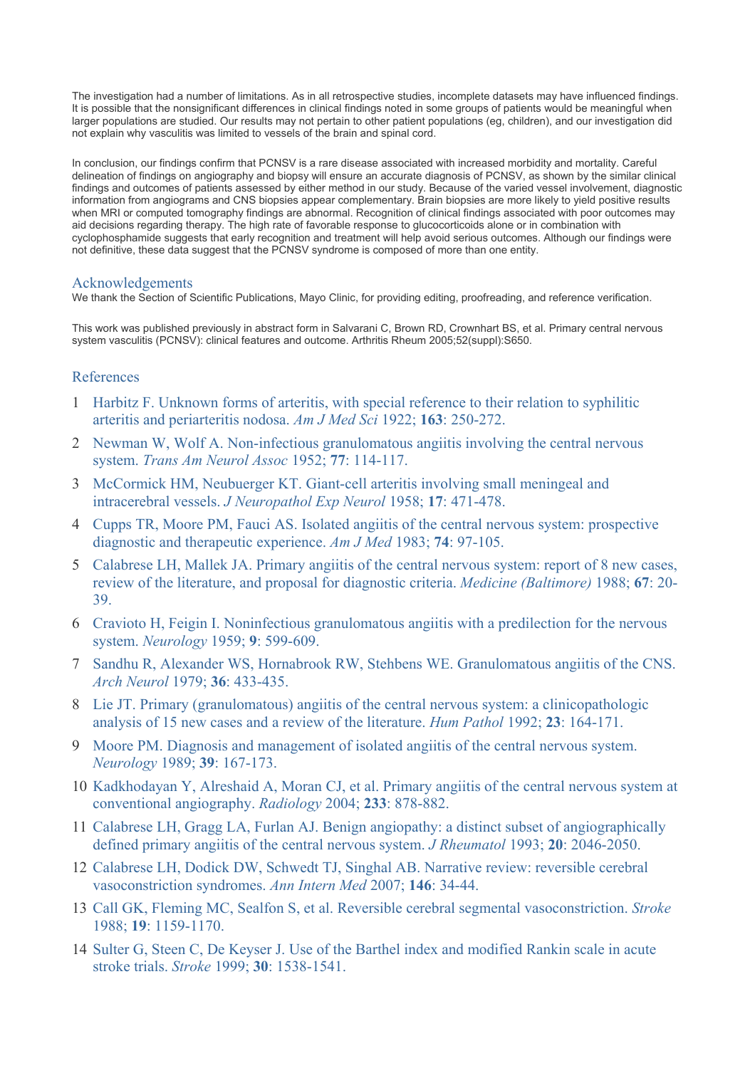The investigation had a number of limitations. As in all retrospective studies, incomplete datasets may have influenced findings. It is possible that the nonsignificant differences in clinical findings noted in some groups of patients would be meaningful when larger populations are studied. Our results may not pertain to other patient populations (eg, children), and our investigation did not explain why vasculitis was limited to vessels of the brain and spinal cord.

In conclusion, our findings confirm that PCNSV is a rare disease associated with increased morbidity and mortality. Careful delineation of findings on angiography and biopsy will ensure an accurate diagnosis of PCNSV, as shown by the similar clinical findings and outcomes of patients assessed by either method in our study. Because of the varied vessel involvement, diagnostic information from angiograms and CNS biopsies appear complementary. Brain biopsies are more likely to yield positive results when MRI or computed tomography findings are abnormal. Recognition of clinical findings associated with poor outcomes may aid decisions regarding therapy. The high rate of favorable response to glucocorticoids alone or in combination with cyclophosphamide suggests that early recognition and treatment will help avoid serious outcomes. Although our findings were not definitive, these data suggest that the PCNSV syndrome is composed of more than one entity.

## Acknowledgements

We thank the Section of Scientific Publications, Mayo Clinic, for providing editing, proofreading, and reference verification.

This work was published previously in abstract form in Salvarani C, Brown RD, Crownhart BS, et al. Primary central nervous system vasculitis (PCNSV): clinical features and outcome. Arthritis Rheum 2005;52(suppl):S650.

## References

1. Harbitz F. Unknown forms of arteritis, with special reference to their relation to syphilitic arteritis and periarteritis nodosa. *Am J Med Sci* 1922; **163**: 250-272.
2. Newman W, Wolf A. Non-infectious granulomatous angiitis involving the central nervous system. *Trans Am Neurol Assoc* 1952; **77**: 114-117.
3. McCormick HM, Neubuerger KT. Giant-cell arteritis involving small meningeal and intracerebral vessels. *J Neuropathol Exp Neurol* 1958; **17**: 471-478.
4. Cupps TR, Moore PM, Fauci AS. Isolated angiitis of the central nervous system: prospective diagnostic and therapeutic experience. *Am J Med* 1983; **74**: 97-105.
5. Calabrese LH, Mallek JA. Primary angiitis of the central nervous system: report of 8 new cases, review of the literature, and proposal for diagnostic criteria. *Medicine (Baltimore)* 1988; **67**: 20-39.
6. Cravioto H, Feigin I. Noninfectious granulomatous angiitis with a predilection for the nervous system. *Neurology* 1959; **9**: 599-609.
7. Sandhu R, Alexander WS, Hornabrook RW, Stehbens WE. Granulomatous angiitis of the CNS. *Arch Neurol* 1979; **36**: 433-435.
8. Lie JT. Primary (granulomatous) angiitis of the central nervous system: a clinicopathologic analysis of 15 new cases and a review of the literature. *Hum Pathol* 1992; **23**: 164-171.
9. Moore PM. Diagnosis and management of isolated angiitis of the central nervous system. *Neurology* 1989; **39**: 167-173.
10. Kadkhodayan Y, Alreshaid A, Moran CJ, et al. Primary angiitis of the central nervous system at conventional angiography. *Radiology* 2004; **233**: 878-882.
11. Calabrese LH, Gragg LA, Furlan AJ. Benign angiopathy: a distinct subset of angiographically defined primary angiitis of the central nervous system. *J Rheumatol* 1993; **20**: 2046-2050.
12. Calabrese LH, Dodick DW, Schwedt TJ, Singhal AB. Narrative review: reversible cerebral vasoconstriction syndromes. *Ann Intern Med* 2007; **146**: 34-44.
13. Call GK, Fleming MC, Sealfon S, et al. Reversible cerebral segmental vasoconstriction. *Stroke* 1988; **19**: 1159-1170.
14. Sulter G, Steen C, De Keyser J. Use of the Barthel index and modified Rankin scale in acute stroke trials. *Stroke* 1999; **30**: 1538-1541.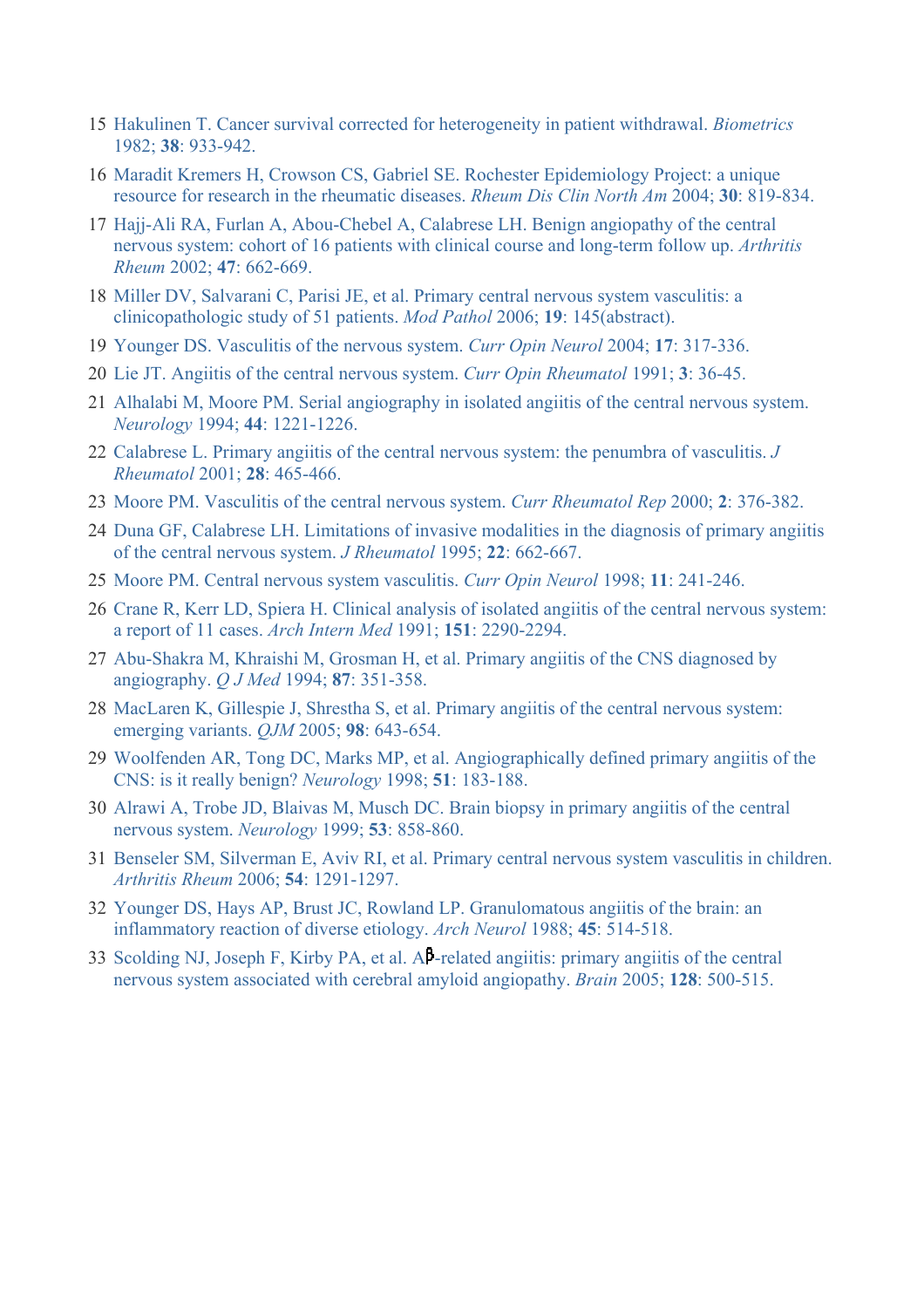15 Hakulinen T. Cancer survival corrected for heterogeneity in patient withdrawal. *Biometrics* 1982; **38**: 933-942.

16 Maradit Kremers H, Crowson CS, Gabriel SE. Rochester Epidemiology Project: a unique resource for research in the rheumatic diseases. *Rheum Dis Clin North Am* 2004; **30**: 819-834.

17 Hajj-Ali RA, Furlan A, Abou-Chebel A, Calabrese LH. Benign angiopathy of the central nervous system: cohort of 16 patients with clinical course and long-term follow up. *Arthritis Rheum* 2002; **47**: 662-669.

18 Miller DV, Salvarani C, Parisi JE, et al. Primary central nervous system vasculitis: a clinicopathologic study of 51 patients. *Mod Pathol* 2006; **19**: 145(abstract).

19 Younger DS. Vasculitis of the nervous system. *Curr Opin Neurol* 2004; **17**: 317-336.

20 Lie JT. Angiitis of the central nervous system. *Curr Opin Rheumatol* 1991; **3**: 36-45.

21 Alhalabi M, Moore PM. Serial angiography in isolated angiitis of the central nervous system. *Neurology* 1994; **44**: 1221-1226.

22 Calabrese L. Primary angiitis of the central nervous system: the penumbra of vasculitis. *J Rheumatol* 2001; **28**: 465-466.

23 Moore PM. Vasculitis of the central nervous system. *Curr Rheumatol Rep* 2000; **2**: 376-382.

24 Duna GF, Calabrese LH. Limitations of invasive modalities in the diagnosis of primary angiitis of the central nervous system. *J Rheumatol* 1995; **22**: 662-667.

25 Moore PM. Central nervous system vasculitis. *Curr Opin Neurol* 1998; **11**: 241-246.

26 Crane R, Kerr LD, Spiera H. Clinical analysis of isolated angiitis of the central nervous system: a report of 11 cases. *Arch Intern Med* 1991; **151**: 2290-2294.

27 Abu-Shakra M, Khraishi M, Grosman H, et al. Primary angiitis of the CNS diagnosed by angiography. *Q J Med* 1994; **87**: 351-358.

28 MacLaren K, Gillespie J, Shrestha S, et al. Primary angiitis of the central nervous system: emerging variants. *QJM* 2005; **98**: 643-654.

29 Woolfenden AR, Tong DC, Marks MP, et al. Angiographically defined primary angiitis of the CNS: is it really benign? *Neurology* 1998; **51**: 183-188.

30 Alrawi A, Trobe JD, Blaivas M, Musch DC. Brain biopsy in primary angiitis of the central nervous system. *Neurology* 1999; **53**: 858-860.

31 Benseler SM, Silverman E, Aviv RI, et al. Primary central nervous system vasculitis in children. *Arthritis Rheum* 2006; **54**: 1291-1297.

32 Younger DS, Hays AP, Brust JC, Rowland LP. Granulomatous angiitis of the brain: an inflammatory reaction of diverse etiology. *Arch Neurol* 1988; **45**: 514-518.

33 Scolding NJ, Joseph F, Kirby PA, et al. Aβ-related angiitis: primary angiitis of the central nervous system associated with cerebral amyloid angiopathy. *Brain* 2005; **128**: 500-515.